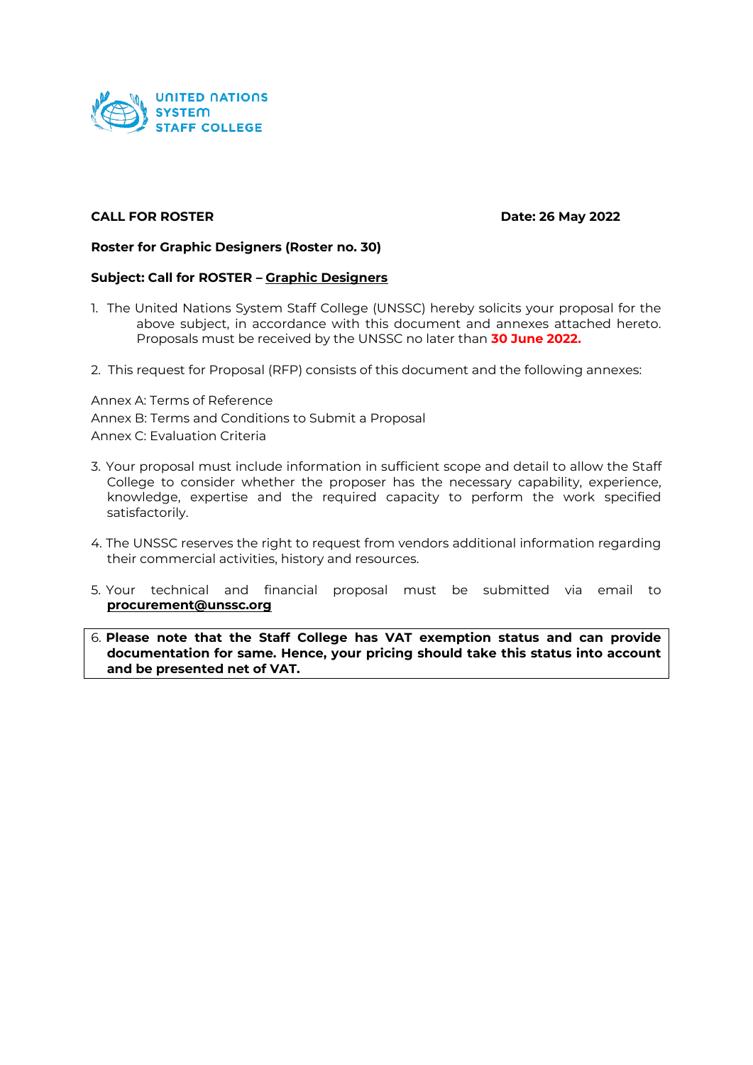UNITED NATIONS SYSTEM STAFF COLLEGE

**CALL FOR ROSTER** **Date: 26 May 2022**

**Roster for Graphic Designers (Roster no. 30)**

**Subject: Call for ROSTER – Graphic Designers**

1. The United Nations System Staff College (UNSSC) hereby solicits your proposal for the above subject, in accordance with this document and annexes attached hereto. Proposals must be received by the UNSSC no later than **30 June 2022.**

2. This request for Proposal (RFP) consists of this document and the following annexes:

Annex A: Terms of Reference
Annex B: Terms and Conditions to Submit a Proposal
Annex C: Evaluation Criteria

3. Your proposal must include information in sufficient scope and detail to allow the Staff College to consider whether the proposer has the necessary capability, experience, knowledge, expertise and the required capacity to perform the work specified satisfactorily.

4. The UNSSC reserves the right to request from vendors additional information regarding their commercial activities, history and resources.

5. Your technical and financial proposal must be submitted via email to **procurement@unssc.org**

6. **Please note that the Staff College has VAT exemption status and can provide documentation for same. Hence, your pricing should take this status into account and be presented net of VAT.**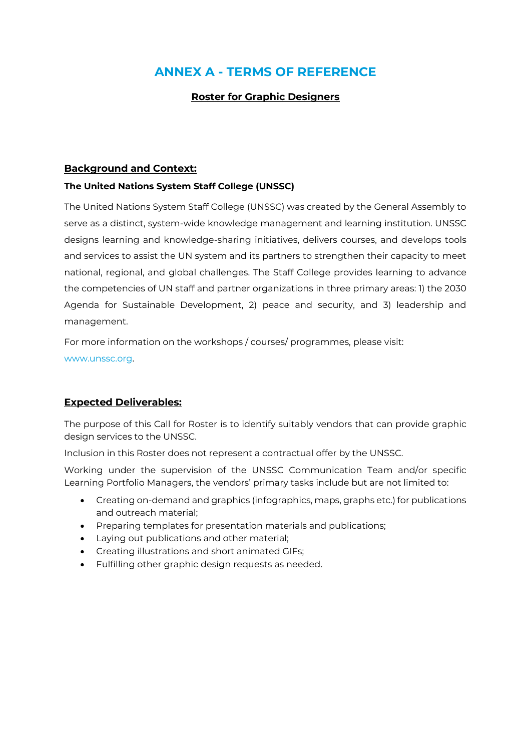# ANNEX A - TERMS OF REFERENCE

## Roster for Graphic Designers

### Background and Context:

**The United Nations System Staff College (UNSSC)**

The United Nations System Staff College (UNSSC) was created by the General Assembly to serve as a distinct, system-wide knowledge management and learning institution. UNSSC designs learning and knowledge-sharing initiatives, delivers courses, and develops tools and services to assist the UN system and its partners to strengthen their capacity to meet national, regional, and global challenges. The Staff College provides learning to advance the competencies of UN staff and partner organizations in three primary areas: 1) the 2030 Agenda for Sustainable Development, 2) peace and security, and 3) leadership and management.

For more information on the workshops / courses/ programmes, please visit: www.unssc.org.

### Expected Deliverables:

The purpose of this Call for Roster is to identify suitably vendors that can provide graphic design services to the UNSSC.

Inclusion in this Roster does not represent a contractual offer by the UNSSC.

Working under the supervision of the UNSSC Communication Team and/or specific Learning Portfolio Managers, the vendors' primary tasks include but are not limited to:

- Creating on-demand and graphics (infographics, maps, graphs etc.) for publications and outreach material;
- Preparing templates for presentation materials and publications;
- Laying out publications and other material;
- Creating illustrations and short animated GIFs;
- Fulfilling other graphic design requests as needed.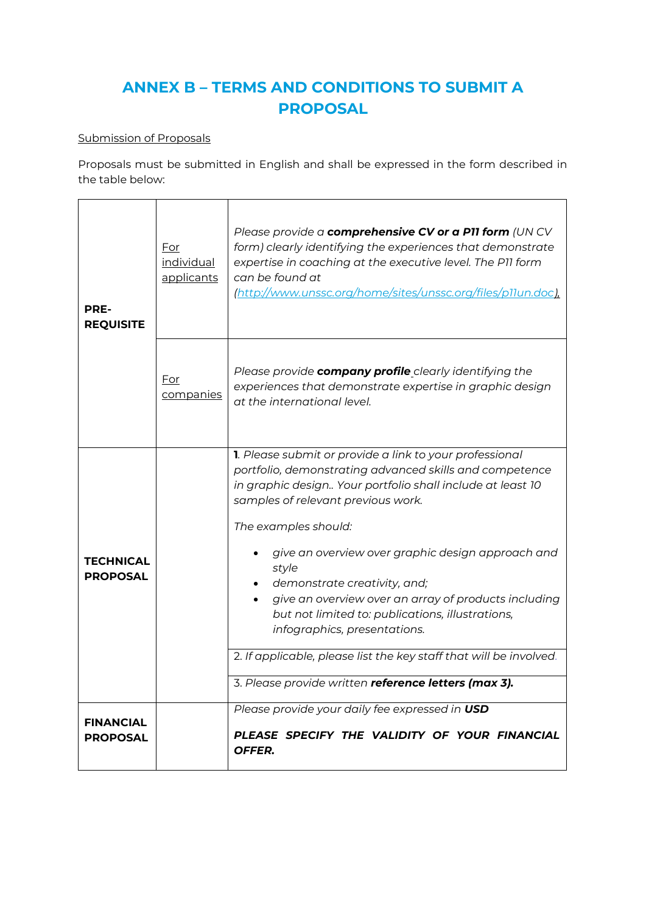# ANNEX B – TERMS AND CONDITIONS TO SUBMIT A PROPOSAL

<u>Submission of Proposals</u>

Proposals must be submitted in English and shall be expressed in the form described in the table below:

| | | |
|---|---|---|
| **PRE-REQUISITE** | <u>For individual applicants</u> | *Please provide a **comprehensive CV or a P11 form** (UN CV form) clearly identifying the experiences that demonstrate expertise in coaching at the executive level. The P11 form can be found at (http://www.unssc.org/home/sites/unssc.org/files/p11un.doc).* |
| | <u>For companies</u> | *Please provide **company profile** clearly identifying the experiences that demonstrate expertise in graphic design at the international level.* |
| **TECHNICAL PROPOSAL** | | **1**. *Please submit or provide a link to your professional portfolio, demonstrating advanced skills and competence in graphic design.. Your portfolio shall include at least 10 samples of relevant previous work.*<br><br>*The examples should:*<br>• *give an overview over graphic design approach and style*<br>• *demonstrate creativity, and;*<br>• *give an overview over an array of products including but not limited to: publications, illustrations, infographics, presentations.* |
| | | 2. *If applicable, please list the key staff that will be involved.* |
| | | 3. *Please provide written **reference letters (max 3).*** |
| **FINANCIAL PROPOSAL** | | *Please provide your daily fee expressed in **USD***<br><br>***PLEASE SPECIFY THE VALIDITY OF YOUR FINANCIAL OFFER.*** |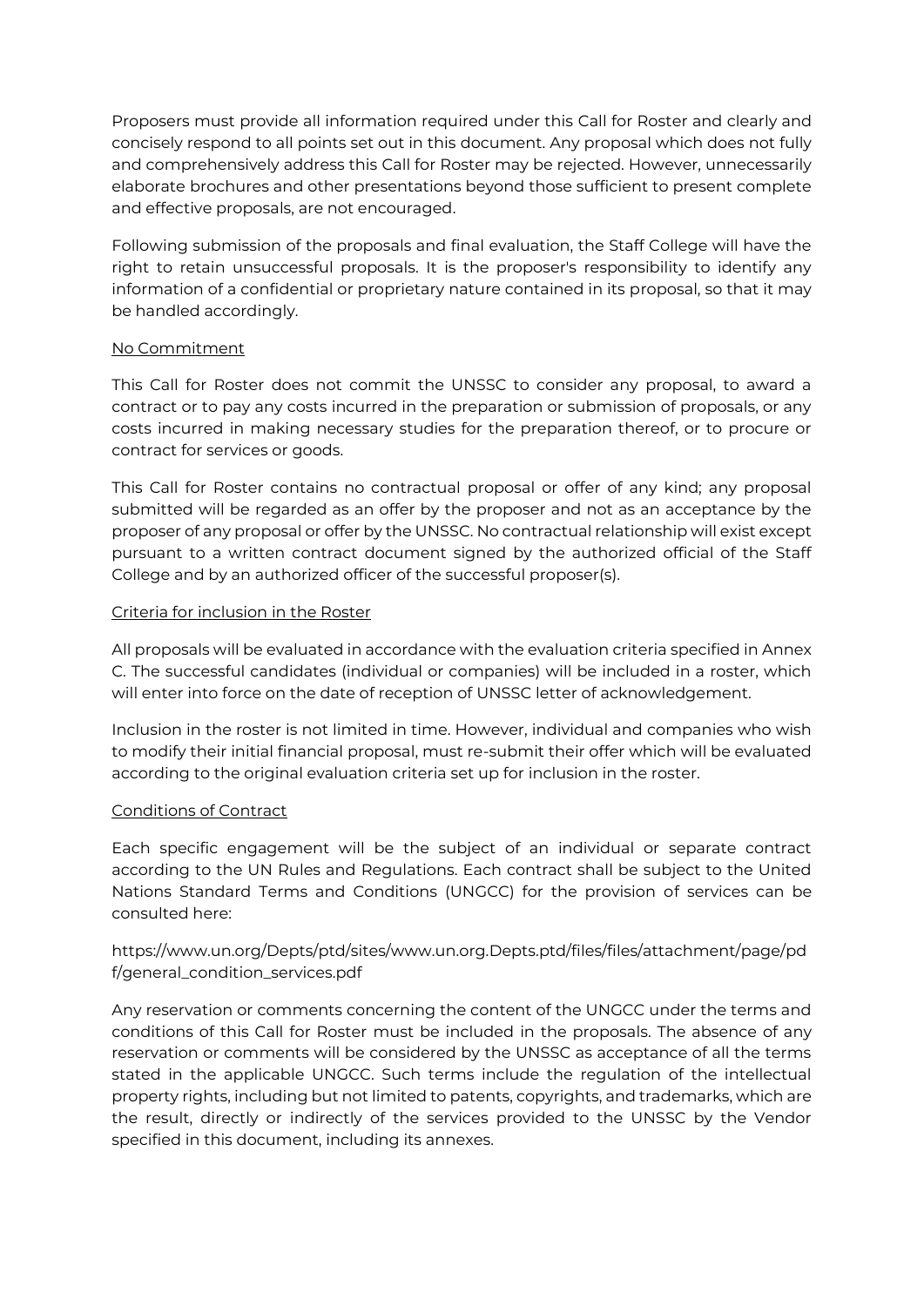Proposers must provide all information required under this Call for Roster and clearly and concisely respond to all points set out in this document. Any proposal which does not fully and comprehensively address this Call for Roster may be rejected. However, unnecessarily elaborate brochures and other presentations beyond those sufficient to present complete and effective proposals, are not encouraged.

Following submission of the proposals and final evaluation, the Staff College will have the right to retain unsuccessful proposals. It is the proposer's responsibility to identify any information of a confidential or proprietary nature contained in its proposal, so that it may be handled accordingly.

No Commitment

This Call for Roster does not commit the UNSSC to consider any proposal, to award a contract or to pay any costs incurred in the preparation or submission of proposals, or any costs incurred in making necessary studies for the preparation thereof, or to procure or contract for services or goods.

This Call for Roster contains no contractual proposal or offer of any kind; any proposal submitted will be regarded as an offer by the proposer and not as an acceptance by the proposer of any proposal or offer by the UNSSC. No contractual relationship will exist except pursuant to a written contract document signed by the authorized official of the Staff College and by an authorized officer of the successful proposer(s).

Criteria for inclusion in the Roster

All proposals will be evaluated in accordance with the evaluation criteria specified in Annex C. The successful candidates (individual or companies) will be included in a roster, which will enter into force on the date of reception of UNSSC letter of acknowledgement.

Inclusion in the roster is not limited in time. However, individual and companies who wish to modify their initial financial proposal, must re-submit their offer which will be evaluated according to the original evaluation criteria set up for inclusion in the roster.

Conditions of Contract

Each specific engagement will be the subject of an individual or separate contract according to the UN Rules and Regulations. Each contract shall be subject to the United Nations Standard Terms and Conditions (UNGCC) for the provision of services can be consulted here:

https://www.un.org/Depts/ptd/sites/www.un.org.Depts.ptd/files/files/attachment/page/pdf/general_condition_services.pdf

Any reservation or comments concerning the content of the UNGCC under the terms and conditions of this Call for Roster must be included in the proposals. The absence of any reservation or comments will be considered by the UNSSC as acceptance of all the terms stated in the applicable UNGCC. Such terms include the regulation of the intellectual property rights, including but not limited to patents, copyrights, and trademarks, which are the result, directly or indirectly of the services provided to the UNSSC by the Vendor specified in this document, including its annexes.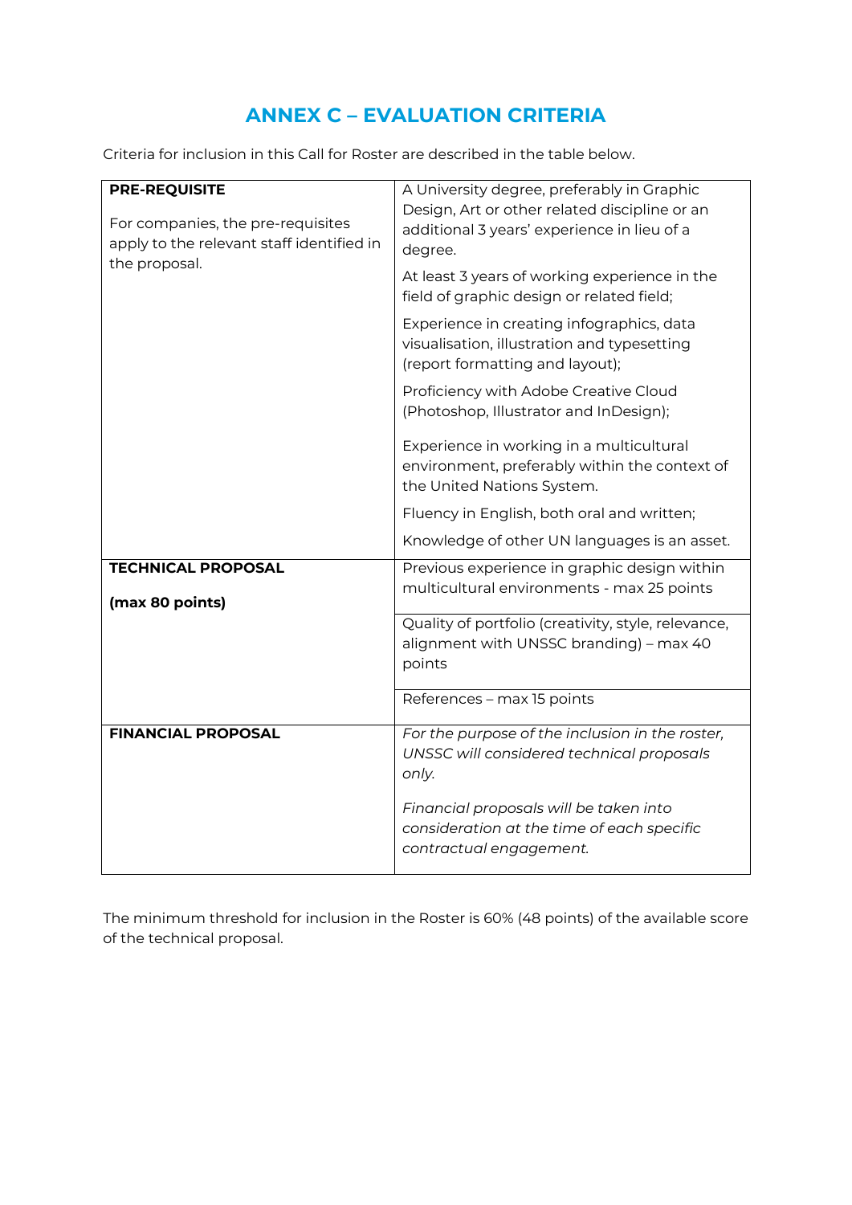# ANNEX C – EVALUATION CRITERIA

Criteria for inclusion in this Call for Roster are described in the table below.

| | |
|---|---|
| **PRE-REQUISITE**<br><br>For companies, the pre-requisites apply to the relevant staff identified in the proposal. | A University degree, preferably in Graphic Design, Art or other related discipline or an additional 3 years' experience in lieu of a degree. |
| | At least 3 years of working experience in the field of graphic design or related field; |
| | Experience in creating infographics, data visualisation, illustration and typesetting (report formatting and layout); |
| | Proficiency with Adobe Creative Cloud (Photoshop, Illustrator and InDesign); |
| | Experience in working in a multicultural environment, preferably within the context of the United Nations System. |
| | Fluency in English, both oral and written; |
| | Knowledge of other UN languages is an asset. |
| **TECHNICAL PROPOSAL**<br><br>**(max 80 points)** | Previous experience in graphic design within multicultural environments - max 25 points |
| | Quality of portfolio (creativity, style, relevance, alignment with UNSSC branding) – max 40 points |
| | References – max 15 points |
| **FINANCIAL PROPOSAL** | *For the purpose of the inclusion in the roster, UNSSC will considered technical proposals only.*<br><br>*Financial proposals will be taken into consideration at the time of each specific contractual engagement.* |

The minimum threshold for inclusion in the Roster is 60% (48 points) of the available score of the technical proposal.